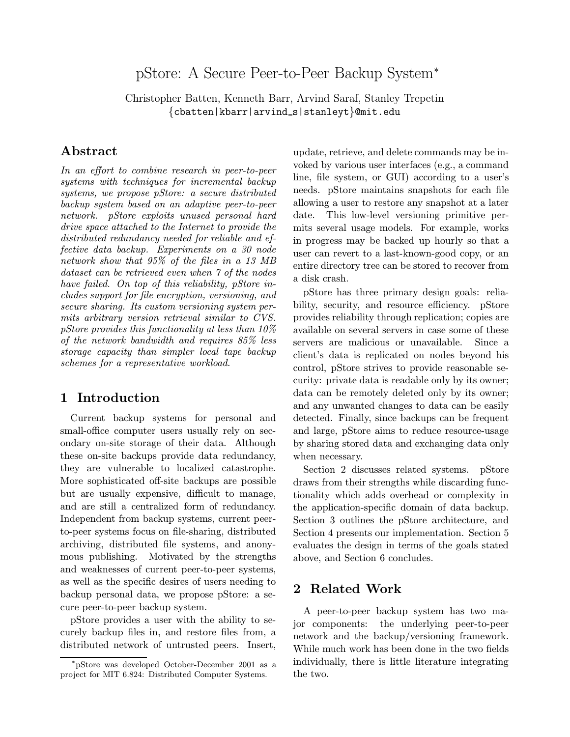# pStore: A Secure Peer-to-Peer Backup System*

Christopher Batten, Kenneth Barr, Arvind Saraf, Stanley Trepetin
{cbatten|kbarr|arvind_s|stanleyt}@mit.edu

## Abstract

*In an effort to combine research in peer-to-peer systems with techniques for incremental backup systems, we propose pStore: a secure distributed backup system based on an adaptive peer-to-peer network. pStore exploits unused personal hard drive space attached to the Internet to provide the distributed redundancy needed for reliable and effective data backup. Experiments on a 30 node network show that 95% of the files in a 13 MB dataset can be retrieved even when 7 of the nodes have failed. On top of this reliability, pStore includes support for file encryption, versioning, and secure sharing. Its custom versioning system permits arbitrary version retrieval similar to CVS. pStore provides this functionality at less than 10% of the network bandwidth and requires 85% less storage capacity than simpler local tape backup schemes for a representative workload.*

## 1 Introduction

Current backup systems for personal and small-office computer users usually rely on secondary on-site storage of their data. Although these on-site backups provide data redundancy, they are vulnerable to localized catastrophe. More sophisticated off-site backups are possible but are usually expensive, difficult to manage, and are still a centralized form of redundancy. Independent from backup systems, current peer-to-peer systems focus on file-sharing, distributed archiving, distributed file systems, and anonymous publishing. Motivated by the strengths and weaknesses of current peer-to-peer systems, as well as the specific desires of users needing to backup personal data, we propose pStore: a secure peer-to-peer backup system.

pStore provides a user with the ability to securely backup files in, and restore files from, a distributed network of untrusted peers. Insert, update, retrieve, and delete commands may be invoked by various user interfaces (e.g., a command line, file system, or GUI) according to a user's needs. pStore maintains snapshots for each file allowing a user to restore any snapshot at a later date. This low-level versioning primitive permits several usage models. For example, works in progress may be backed up hourly so that a user can revert to a last-known-good copy, or an entire directory tree can be stored to recover from a disk crash.

pStore has three primary design goals: reliability, security, and resource efficiency. pStore provides reliability through replication; copies are available on several servers in case some of these servers are malicious or unavailable. Since a client's data is replicated on nodes beyond his control, pStore strives to provide reasonable security: private data is readable only by its owner; data can be remotely deleted only by its owner; and any unwanted changes to data can be easily detected. Finally, since backups can be frequent and large, pStore aims to reduce resource-usage by sharing stored data and exchanging data only when necessary.

Section 2 discusses related systems. pStore draws from their strengths while discarding functionality which adds overhead or complexity in the application-specific domain of data backup. Section 3 outlines the pStore architecture, and Section 4 presents our implementation. Section 5 evaluates the design in terms of the goals stated above, and Section 6 concludes.

## 2 Related Work

A peer-to-peer backup system has two major components: the underlying peer-to-peer network and the backup/versioning framework. While much work has been done in the two fields individually, there is little literature integrating the two.

*pStore was developed October-December 2001 as a project for MIT 6.824: Distributed Computer Systems.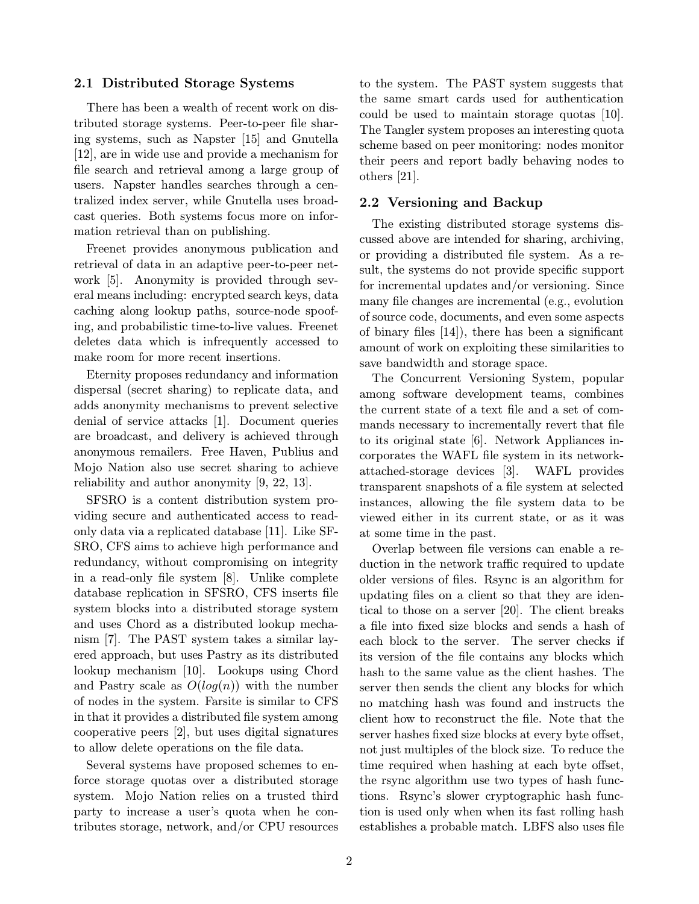### 2.1 Distributed Storage Systems

There has been a wealth of recent work on distributed storage systems. Peer-to-peer file sharing systems, such as Napster [15] and Gnutella [12], are in wide use and provide a mechanism for file search and retrieval among a large group of users. Napster handles searches through a centralized index server, while Gnutella uses broadcast queries. Both systems focus more on information retrieval than on publishing.

Freenet provides anonymous publication and retrieval of data in an adaptive peer-to-peer network [5]. Anonymity is provided through several means including: encrypted search keys, data caching along lookup paths, source-node spoofing, and probabilistic time-to-live values. Freenet deletes data which is infrequently accessed to make room for more recent insertions.

Eternity proposes redundancy and information dispersal (secret sharing) to replicate data, and adds anonymity mechanisms to prevent selective denial of service attacks [1]. Document queries are broadcast, and delivery is achieved through anonymous remailers. Free Haven, Publius and Mojo Nation also use secret sharing to achieve reliability and author anonymity [9, 22, 13].

SFSRO is a content distribution system providing secure and authenticated access to read-only data via a replicated database [11]. Like SFSRO, CFS aims to achieve high performance and redundancy, without compromising on integrity in a read-only file system [8]. Unlike complete database replication in SFSRO, CFS inserts file system blocks into a distributed storage system and uses Chord as a distributed lookup mechanism [7]. The PAST system takes a similar layered approach, but uses Pastry as its distributed lookup mechanism [10]. Lookups using Chord and Pastry scale as $O(log(n))$ with the number of nodes in the system. Farsite is similar to CFS in that it provides a distributed file system among cooperative peers [2], but uses digital signatures to allow delete operations on the file data.

Several systems have proposed schemes to enforce storage quotas over a distributed storage system. Mojo Nation relies on a trusted third party to increase a user's quota when he contributes storage, network, and/or CPU resources to the system. The PAST system suggests that the same smart cards used for authentication could be used to maintain storage quotas [10]. The Tangler system proposes an interesting quota scheme based on peer monitoring: nodes monitor their peers and report badly behaving nodes to others [21].

### 2.2 Versioning and Backup

The existing distributed storage systems discussed above are intended for sharing, archiving, or providing a distributed file system. As a result, the systems do not provide specific support for incremental updates and/or versioning. Since many file changes are incremental (e.g., evolution of source code, documents, and even some aspects of binary files [14]), there has been a significant amount of work on exploiting these similarities to save bandwidth and storage space.

The Concurrent Versioning System, popular among software development teams, combines the current state of a text file and a set of commands necessary to incrementally revert that file to its original state [6]. Network Appliances incorporates the WAFL file system in its network-attached-storage devices [3]. WAFL provides transparent snapshots of a file system at selected instances, allowing the file system data to be viewed either in its current state, or as it was at some time in the past.

Overlap between file versions can enable a reduction in the network traffic required to update older versions of files. Rsync is an algorithm for updating files on a client so that they are identical to those on a server [20]. The client breaks a file into fixed size blocks and sends a hash of each block to the server. The server checks if its version of the file contains any blocks which hash to the same value as the client hashes. The server then sends the client any blocks for which no matching hash was found and instructs the client how to reconstruct the file. Note that the server hashes fixed size blocks at every byte offset, not just multiples of the block size. To reduce the time required when hashing at each byte offset, the rsync algorithm use two types of hash functions. Rsync's slower cryptographic hash function is used only when when its fast rolling hash establishes a probable match. LBFS also uses file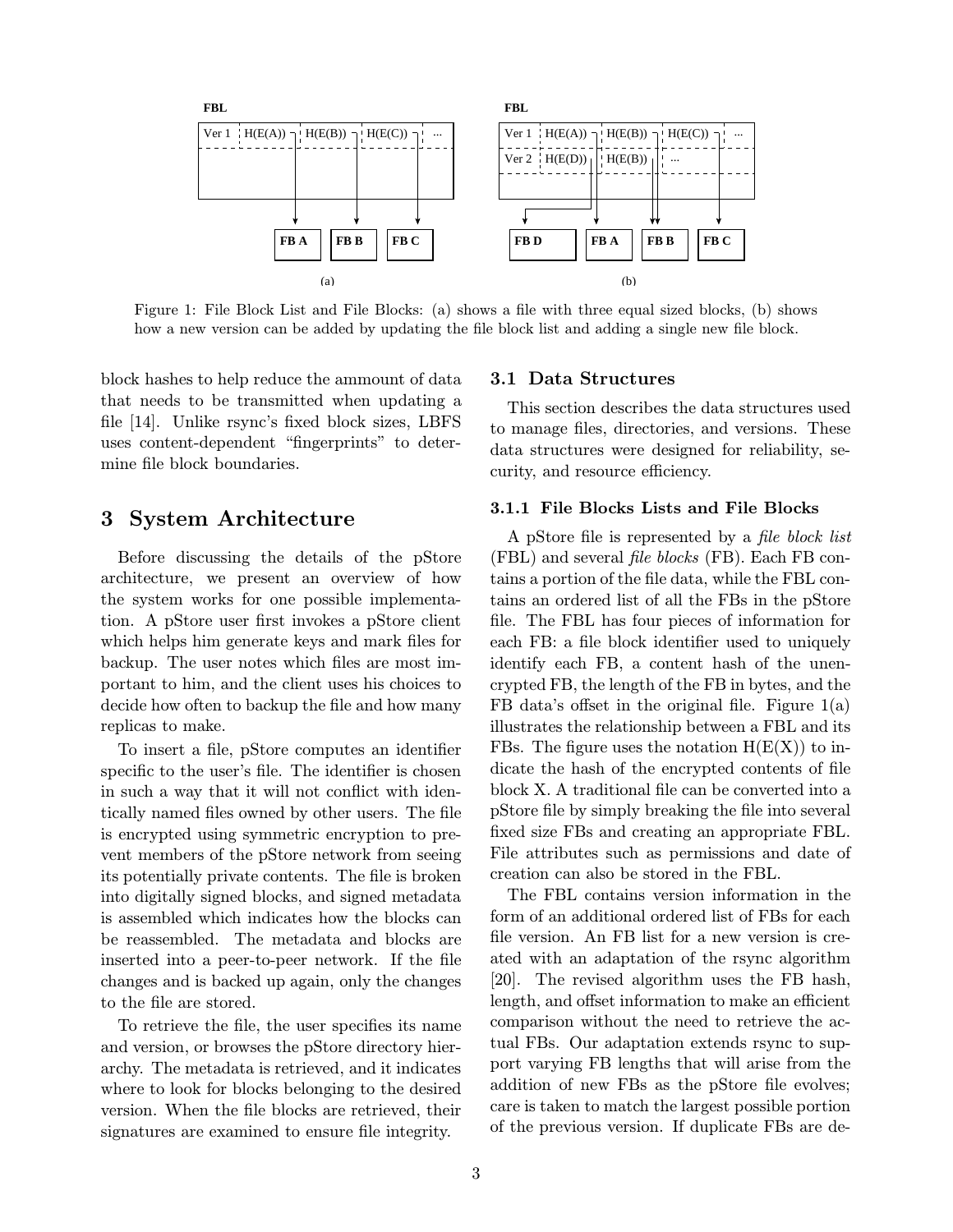Figure 1: File Block List and File Blocks: (a) shows a file with three equal sized blocks, (b) shows how a new version can be added by updating the file block list and adding a single new file block.

block hashes to help reduce the ammount of data that needs to be transmitted when updating a file [14]. Unlike rsync's fixed block sizes, LBFS uses content-dependent "fingerprints" to determine file block boundaries.

# 3 System Architecture

Before discussing the details of the pStore architecture, we present an overview of how the system works for one possible implementation. A pStore user first invokes a pStore client which helps him generate keys and mark files for backup. The user notes which files are most important to him, and the client uses his choices to decide how often to backup the file and how many replicas to make.

To insert a file, pStore computes an identifier specific to the user's file. The identifier is chosen in such a way that it will not conflict with identically named files owned by other users. The file is encrypted using symmetric encryption to prevent members of the pStore network from seeing its potentially private contents. The file is broken into digitally signed blocks, and signed metadata is assembled which indicates how the blocks can be reassembled. The metadata and blocks are inserted into a peer-to-peer network. If the file changes and is backed up again, only the changes to the file are stored.

To retrieve the file, the user specifies its name and version, or browses the pStore directory hierarchy. The metadata is retrieved, and it indicates where to look for blocks belonging to the desired version. When the file blocks are retrieved, their signatures are examined to ensure file integrity.

## 3.1 Data Structures

This section describes the data structures used to manage files, directories, and versions. These data structures were designed for reliability, security, and resource efficiency.

### 3.1.1 File Blocks Lists and File Blocks

A pStore file is represented by a *file block list* (FBL) and several *file blocks* (FB). Each FB contains a portion of the file data, while the FBL contains an ordered list of all the FBs in the pStore file. The FBL has four pieces of information for each FB: a file block identifier used to uniquely identify each FB, a content hash of the unencrypted FB, the length of the FB in bytes, and the FB data's offset in the original file. Figure 1(a) illustrates the relationship between a FBL and its FBs. The figure uses the notation H(E(X)) to indicate the hash of the encrypted contents of file block X. A traditional file can be converted into a pStore file by simply breaking the file into several fixed size FBs and creating an appropriate FBL. File attributes such as permissions and date of creation can also be stored in the FBL.

The FBL contains version information in the form of an additional ordered list of FBs for each file version. An FB list for a new version is created with an adaptation of the rsync algorithm [20]. The revised algorithm uses the FB hash, length, and offset information to make an efficient comparison without the need to retrieve the actual FBs. Our adaptation extends rsync to support varying FB lengths that will arise from the addition of new FBs as the pStore file evolves; care is taken to match the largest possible portion of the previous version. If duplicate FBs are de-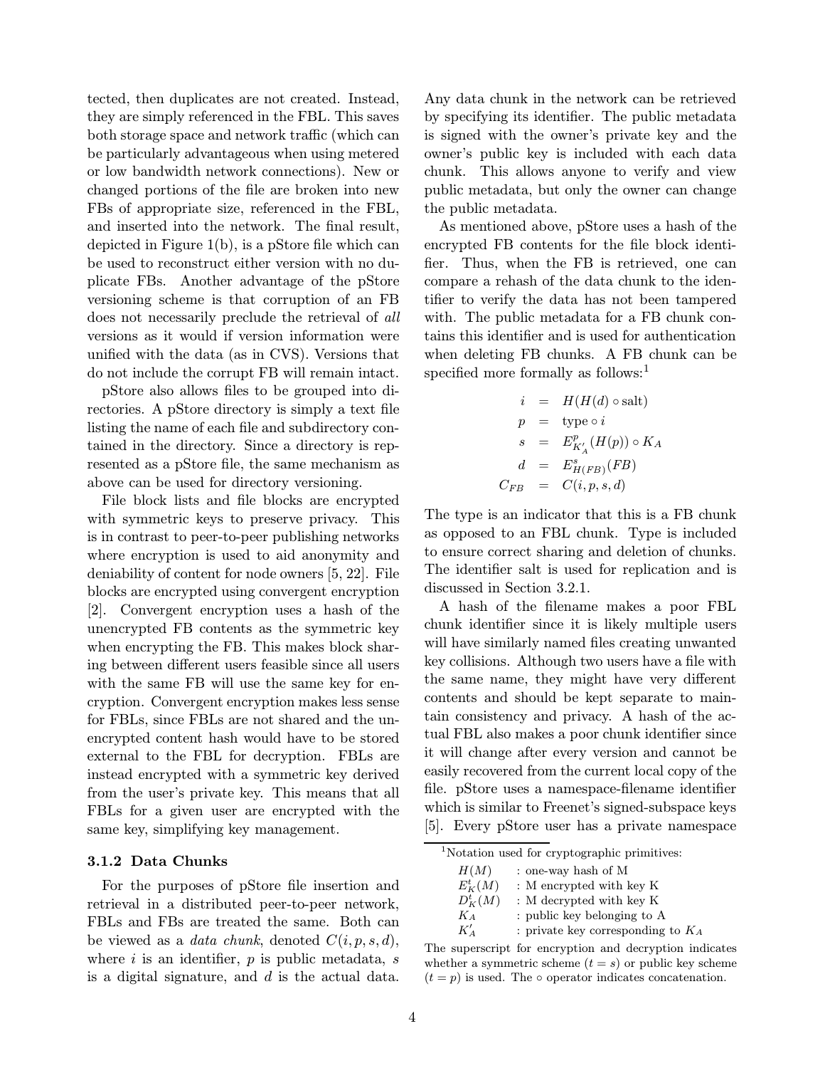tected, then duplicates are not created. Instead, they are simply referenced in the FBL. This saves both storage space and network traffic (which can be particularly advantageous when using metered or low bandwidth network connections). New or changed portions of the file are broken into new FBs of appropriate size, referenced in the FBL, and inserted into the network. The final result, depicted in Figure 1(b), is a pStore file which can be used to reconstruct either version with no duplicate FBs. Another advantage of the pStore versioning scheme is that corruption of an FB does not necessarily preclude the retrieval of *all* versions as it would if version information were unified with the data (as in CVS). Versions that do not include the corrupt FB will remain intact.

pStore also allows files to be grouped into directories. A pStore directory is simply a text file listing the name of each file and subdirectory contained in the directory. Since a directory is represented as a pStore file, the same mechanism as above can be used for directory versioning.

File block lists and file blocks are encrypted with symmetric keys to preserve privacy. This is in contrast to peer-to-peer publishing networks where encryption is used to aid anonymity and deniability of content for node owners [5, 22]. File blocks are encrypted using convergent encryption [2]. Convergent encryption uses a hash of the unencrypted FB contents as the symmetric key when encrypting the FB. This makes block sharing between different users feasible since all users with the same FB will use the same key for encryption. Convergent encryption makes less sense for FBLs, since FBLs are not shared and the unencrypted content hash would have to be stored external to the FBL for decryption. FBLs are instead encrypted with a symmetric key derived from the user's private key. This means that all FBLs for a given user are encrypted with the same key, simplifying key management.

### 3.1.2 Data Chunks

For the purposes of pStore file insertion and retrieval in a distributed peer-to-peer network, FBLs and FBs are treated the same. Both can be viewed as a *data chunk*, denoted $C(i, p, s, d)$, where $i$ is an identifier, $p$ is public metadata, $s$ is a digital signature, and $d$ is the actual data. Any data chunk in the network can be retrieved by specifying its identifier. The public metadata is signed with the owner's private key and the owner's public key is included with each data chunk. This allows anyone to verify and view public metadata, but only the owner can change the public metadata.

As mentioned above, pStore uses a hash of the encrypted FB contents for the file block identifier. Thus, when the FB is retrieved, one can compare a rehash of the data chunk to the identifier to verify the data has not been tampered with. The public metadata for a FB chunk contains this identifier and is used for authentication when deleting FB chunks. A FB chunk can be specified more formally as follows:[1]

$$
\begin{aligned}
i &= H(H(d) \circ \text{salt}) \\
p &= \text{type} \circ i \\
s &= E^{p}_{K'_A}(H(p)) \circ K_A \\
d &= E^{s}_{H(FB)}(FB) \\
C_{FB} &= C(i, p, s, d)
\end{aligned}
$$

The type is an indicator that this is a FB chunk as opposed to an FBL chunk. Type is included to ensure correct sharing and deletion of chunks. The identifier salt is used for replication and is discussed in Section 3.2.1.

A hash of the filename makes a poor FBL chunk identifier since it is likely multiple users will have similarly named files creating unwanted key collisions. Although two users have a file with the same name, they might have very different contents and should be kept separate to maintain consistency and privacy. A hash of the actual FBL also makes a poor chunk identifier since it will change after every version and cannot be easily recovered from the current local copy of the file. pStore uses a namespace-filename identifier which is similar to Freenet's signed-subspace keys [5]. Every pStore user has a private namespace

---

[1]Notation used for cryptographic primitives:

| | |
|---|---|
| $H(M)$ | : one-way hash of M |
| $E^t_K(M)$ | : M encrypted with key K |
| $D^t_K(M)$ | : M decrypted with key K |
| $K_A$ | : public key belonging to A |
| $K'_A$ | : private key corresponding to $K_A$ |

The superscript for encryption and decryption indicates whether a symmetric scheme ($t = s$) or public key scheme ($t = p$) is used. The $\circ$ operator indicates concatenation.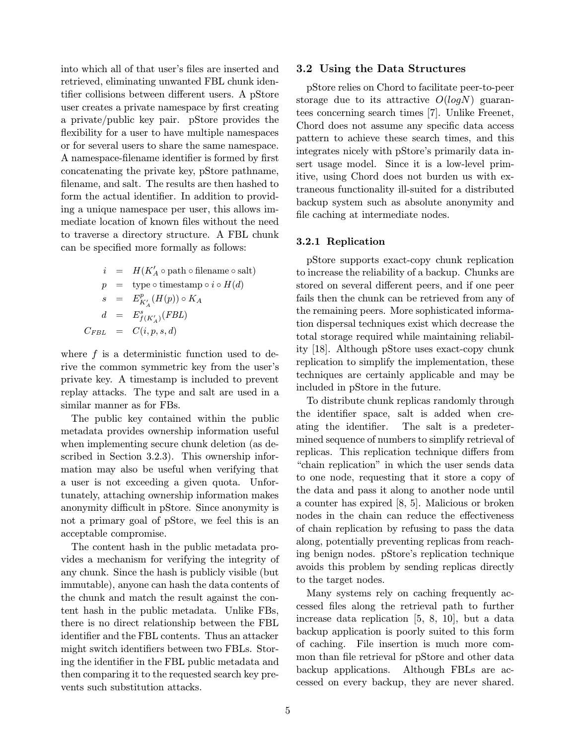into which all of that user's files are inserted and retrieved, eliminating unwanted FBL chunk identifier collisions between different users. A pStore user creates a private namespace by first creating a private/public key pair. pStore provides the flexibility for a user to have multiple namespaces or for several users to share the same namespace. A namespace-filename identifier is formed by first concatenating the private key, pStore pathname, filename, and salt. The results are then hashed to form the actual identifier. In addition to providing a unique namespace per user, this allows immediate location of known files without the need to traverse a directory structure. A FBL chunk can be specified more formally as follows:

$$
\begin{aligned}
i &= H(K'_A \circ \text{path} \circ \text{filename} \circ \text{salt}) \\
p &= \text{type} \circ \text{timestamp} \circ i \circ H(d) \\
s &= E^p_{K'_A}(H(p)) \circ K_A \\
d &= E^s_{f(K'_A)}(FBL) \\
C_{FBL} &= C(i, p, s, d)
\end{aligned}
$$

where $f$ is a deterministic function used to derive the common symmetric key from the user's private key. A timestamp is included to prevent replay attacks. The type and salt are used in a similar manner as for FBs.

The public key contained within the public metadata provides ownership information useful when implementing secure chunk deletion (as described in Section 3.2.3). This ownership information may also be useful when verifying that a user is not exceeding a given quota. Unfortunately, attaching ownership information makes anonymity difficult in pStore. Since anonymity is not a primary goal of pStore, we feel this is an acceptable compromise.

The content hash in the public metadata provides a mechanism for verifying the integrity of any chunk. Since the hash is publicly visible (but immutable), anyone can hash the data contents of the chunk and match the result against the content hash in the public metadata. Unlike FBs, there is no direct relationship between the FBL identifier and the FBL contents. Thus an attacker might switch identifiers between two FBLs. Storing the identifier in the FBL public metadata and then comparing it to the requested search key prevents such substitution attacks.

### 3.2 Using the Data Structures

pStore relies on Chord to facilitate peer-to-peer storage due to its attractive $O(logN)$ guarantees concerning search times [7]. Unlike Freenet, Chord does not assume any specific data access pattern to achieve these search times, and this integrates nicely with pStore's primarily data insert usage model. Since it is a low-level primitive, using Chord does not burden us with extraneous functionality ill-suited for a distributed backup system such as absolute anonymity and file caching at intermediate nodes.

#### 3.2.1 Replication

pStore supports exact-copy chunk replication to increase the reliability of a backup. Chunks are stored on several different peers, and if one peer fails then the chunk can be retrieved from any of the remaining peers. More sophisticated information dispersal techniques exist which decrease the total storage required while maintaining reliability [18]. Although pStore uses exact-copy chunk replication to simplify the implementation, these techniques are certainly applicable and may be included in pStore in the future.

To distribute chunk replicas randomly through the identifier space, salt is added when creating the identifier. The salt is a predetermined sequence of numbers to simplify retrieval of replicas. This replication technique differs from "chain replication" in which the user sends data to one node, requesting that it store a copy of the data and pass it along to another node until a counter has expired [8, 5]. Malicious or broken nodes in the chain can reduce the effectiveness of chain replication by refusing to pass the data along, potentially preventing replicas from reaching benign nodes. pStore's replication technique avoids this problem by sending replicas directly to the target nodes.

Many systems rely on caching frequently accessed files along the retrieval path to further increase data replication [5, 8, 10], but a data backup application is poorly suited to this form of caching. File insertion is much more common than file retrieval for pStore and other data backup applications. Although FBLs are accessed on every backup, they are never shared.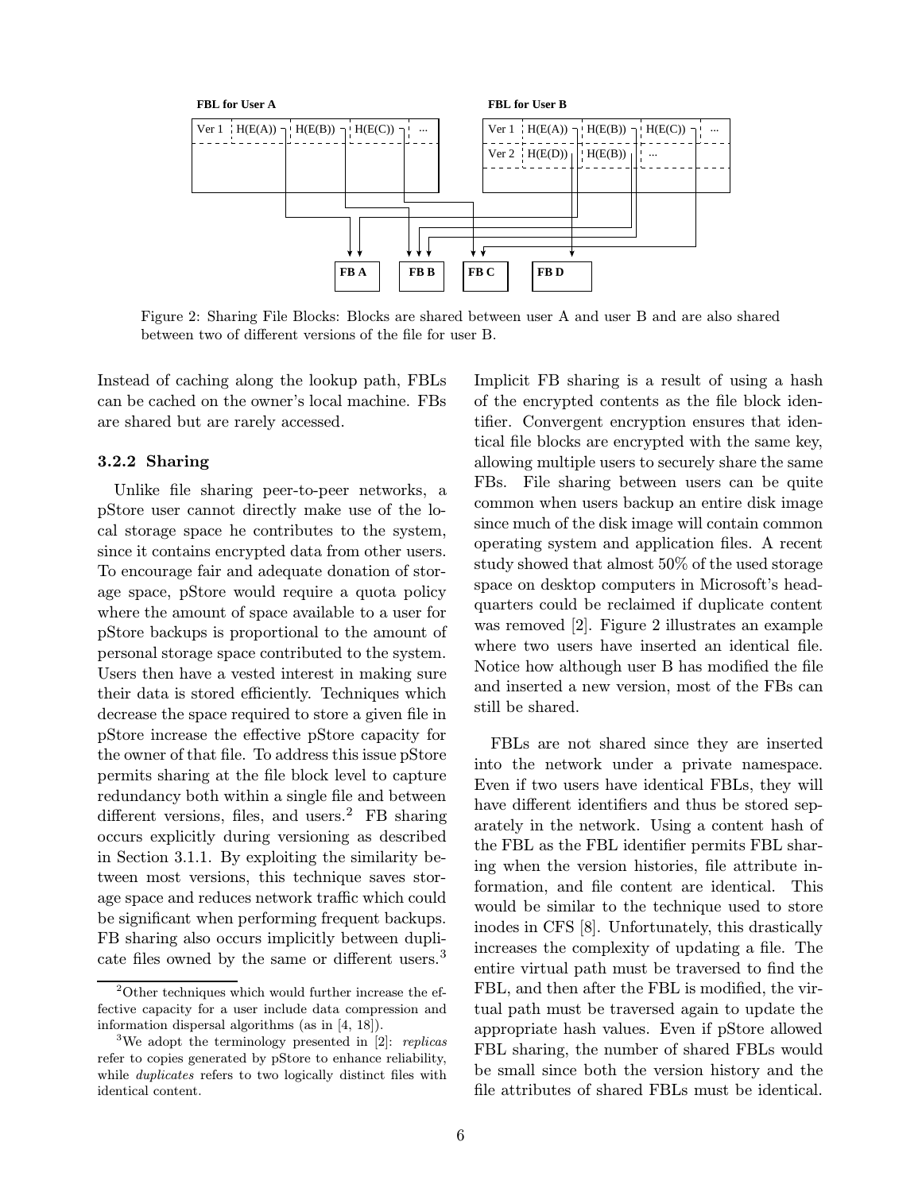Figure 2: Sharing File Blocks: Blocks are shared between user A and user B and are also shared between two of different versions of the file for user B.

Instead of caching along the lookup path, FBLs can be cached on the owner's local machine. FBs are shared but are rarely accessed.

### 3.2.2 Sharing

Unlike file sharing peer-to-peer networks, a pStore user cannot directly make use of the local storage space he contributes to the system, since it contains encrypted data from other users. To encourage fair and adequate donation of storage space, pStore would require a quota policy where the amount of space available to a user for pStore backups is proportional to the amount of personal storage space contributed to the system. Users then have a vested interest in making sure their data is stored efficiently. Techniques which decrease the space required to store a given file in pStore increase the effective pStore capacity for the owner of that file. To address this issue pStore permits sharing at the file block level to capture redundancy both within a single file and between different versions, files, and users.[2] FB sharing occurs explicitly during versioning as described in Section 3.1.1. By exploiting the similarity between most versions, this technique saves storage space and reduces network traffic which could be significant when performing frequent backups. FB sharing also occurs implicitly between duplicate files owned by the same or different users.[3] Implicit FB sharing is a result of using a hash of the encrypted contents as the file block identifier. Convergent encryption ensures that identical file blocks are encrypted with the same key, allowing multiple users to securely share the same FBs. File sharing between users can be quite common when users backup an entire disk image since much of the disk image will contain common operating system and application files. A recent study showed that almost 50% of the used storage space on desktop computers in Microsoft's headquarters could be reclaimed if duplicate content was removed [2]. Figure 2 illustrates an example where two users have inserted an identical file. Notice how although user B has modified the file and inserted a new version, most of the FBs can still be shared.

FBLs are not shared since they are inserted into the network under a private namespace. Even if two users have identical FBLs, they will have different identifiers and thus be stored separately in the network. Using a content hash of the FBL as the FBL identifier permits FBL sharing when the version histories, file attribute information, and file content are identical. This would be similar to the technique used to store inodes in CFS [8]. Unfortunately, this drastically increases the complexity of updating a file. The entire virtual path must be traversed to find the FBL, and then after the FBL is modified, the virtual path must be traversed again to update the appropriate hash values. Even if pStore allowed FBL sharing, the number of shared FBLs would be small since both the version history and the file attributes of shared FBLs must be identical.

[2] Other techniques which would further increase the effective capacity for a user include data compression and information dispersal algorithms (as in [4, 18]).

[3] We adopt the terminology presented in [2]: *replicas* refer to copies generated by pStore to enhance reliability, while *duplicates* refers to two logically distinct files with identical content.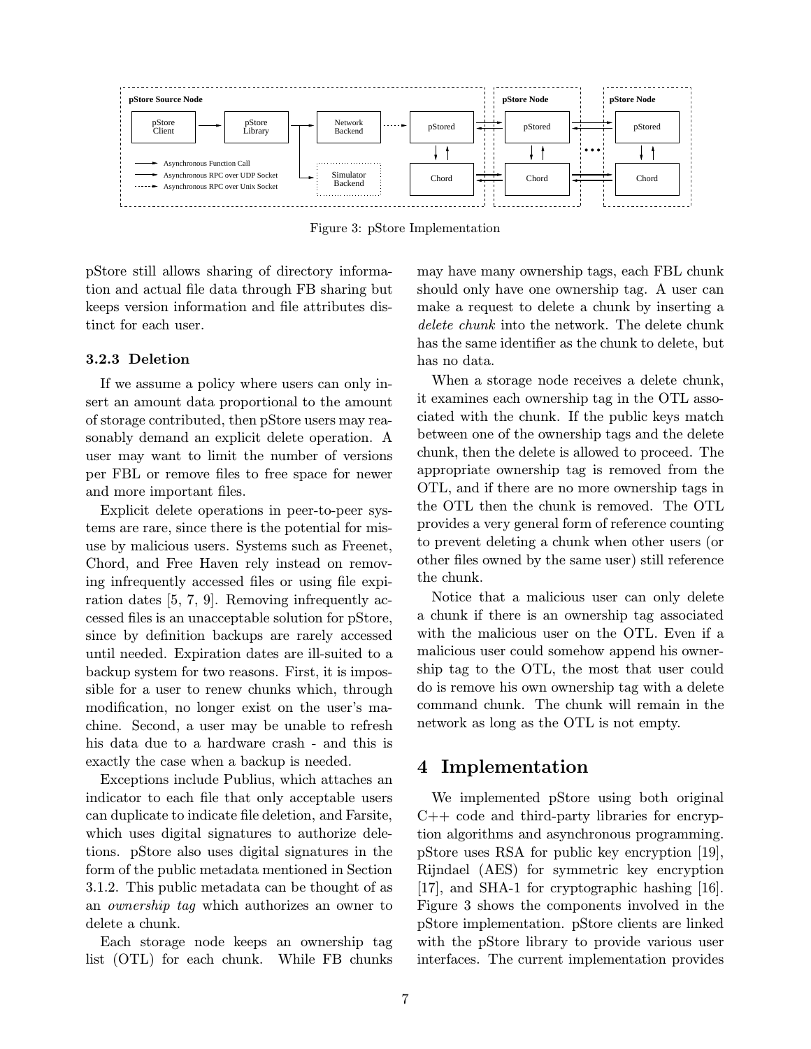Figure 3: pStore Implementation

pStore still allows sharing of directory information and actual file data through FB sharing but keeps version information and file attributes distinct for each user.

### 3.2.3 Deletion

If we assume a policy where users can only insert an amount data proportional to the amount of storage contributed, then pStore users may reasonably demand an explicit delete operation. A user may want to limit the number of versions per FBL or remove files to free space for newer and more important files.

Explicit delete operations in peer-to-peer systems are rare, since there is the potential for misuse by malicious users. Systems such as Freenet, Chord, and Free Haven rely instead on removing infrequently accessed files or using file expiration dates [5, 7, 9]. Removing infrequently accessed files is an unacceptable solution for pStore, since by definition backups are rarely accessed until needed. Expiration dates are ill-suited to a backup system for two reasons. First, it is impossible for a user to renew chunks which, through modification, no longer exist on the user's machine. Second, a user may be unable to refresh his data due to a hardware crash - and this is exactly the case when a backup is needed.

Exceptions include Publius, which attaches an indicator to each file that only acceptable users can duplicate to indicate file deletion, and Farsite, which uses digital signatures to authorize deletions. pStore also uses digital signatures in the form of the public metadata mentioned in Section 3.1.2. This public metadata can be thought of as an *ownership tag* which authorizes an owner to delete a chunk.

Each storage node keeps an ownership tag list (OTL) for each chunk. While FB chunks may have many ownership tags, each FBL chunk should only have one ownership tag. A user can make a request to delete a chunk by inserting a *delete chunk* into the network. The delete chunk has the same identifier as the chunk to delete, but has no data.

When a storage node receives a delete chunk, it examines each ownership tag in the OTL associated with the chunk. If the public keys match between one of the ownership tags and the delete chunk, then the delete is allowed to proceed. The appropriate ownership tag is removed from the OTL, and if there are no more ownership tags in the OTL then the chunk is removed. The OTL provides a very general form of reference counting to prevent deleting a chunk when other users (or other files owned by the same user) still reference the chunk.

Notice that a malicious user can only delete a chunk if there is an ownership tag associated with the malicious user on the OTL. Even if a malicious user could somehow append his ownership tag to the OTL, the most that user could do is remove his own ownership tag with a delete command chunk. The chunk will remain in the network as long as the OTL is not empty.

# 4 Implementation

We implemented pStore using both original C++ code and third-party libraries for encryption algorithms and asynchronous programming. pStore uses RSA for public key encryption [19], Rijndael (AES) for symmetric key encryption [17], and SHA-1 for cryptographic hashing [16]. Figure 3 shows the components involved in the pStore implementation. pStore clients are linked with the pStore library to provide various user interfaces. The current implementation provides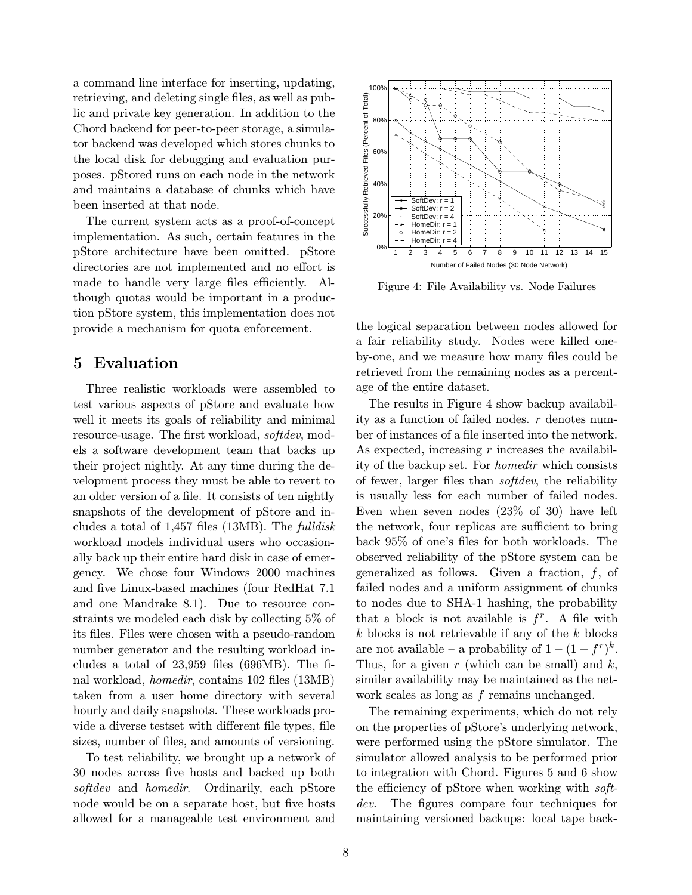a command line interface for inserting, updating, retrieving, and deleting single files, as well as public and private key generation. In addition to the Chord backend for peer-to-peer storage, a simulator backend was developed which stores chunks to the local disk for debugging and evaluation purposes. pStored runs on each node in the network and maintains a database of chunks which have been inserted at that node.

The current system acts as a proof-of-concept implementation. As such, certain features in the pStore architecture have been omitted. pStore directories are not implemented and no effort is made to handle very large files efficiently. Although quotas would be important in a production pStore system, this implementation does not provide a mechanism for quota enforcement.

## 5 Evaluation

Three realistic workloads were assembled to test various aspects of pStore and evaluate how well it meets its goals of reliability and minimal resource-usage. The first workload, *softdev*, models a software development team that backs up their project nightly. At any time during the development process they must be able to revert to an older version of a file. It consists of ten nightly snapshots of the development of pStore and includes a total of 1,457 files (13MB). The *fulldisk* workload models individual users who occasionally back up their entire hard disk in case of emergency. We chose four Windows 2000 machines and five Linux-based machines (four RedHat 7.1 and one Mandrake 8.1). Due to resource constraints we modeled each disk by collecting 5% of its files. Files were chosen with a pseudo-random number generator and the resulting workload includes a total of 23,959 files (696MB). The final workload, *homedir*, contains 102 files (13MB) taken from a user home directory with several hourly and daily snapshots. These workloads provide a diverse testset with different file types, file sizes, number of files, and amounts of versioning.

To test reliability, we brought up a network of 30 nodes across five hosts and backed up both *softdev* and *homedir*. Ordinarily, each pStore node would be on a separate host, but five hosts allowed for a manageable test environment and the logical separation between nodes allowed for a fair reliability study. Nodes were killed one-by-one, and we measure how many files could be retrieved from the remaining nodes as a percentage of the entire dataset.

Figure 4: File Availability vs. Node Failures

The results in Figure 4 show backup availability as a function of failed nodes. $r$ denotes number of instances of a file inserted into the network. As expected, increasing $r$ increases the availability of the backup set. For *homedir* which consists of fewer, larger files than *softdev*, the reliability is usually less for each number of failed nodes. Even when seven nodes (23% of 30) have left the network, four replicas are sufficient to bring back 95% of one's files for both workloads. The observed reliability of the pStore system can be generalized as follows. Given a fraction, $f$, of failed nodes and a uniform assignment of chunks to nodes due to SHA-1 hashing, the probability that a block is not available is $f^r$. A file with $k$ blocks is not retrievable if any of the $k$ blocks are not available – a probability of $1-(1-f^r)^k$. Thus, for a given $r$ (which can be small) and $k$, similar availability may be maintained as the network scales as long as $f$ remains unchanged.

The remaining experiments, which do not rely on the properties of pStore's underlying network, were performed using the pStore simulator. The simulator allowed analysis to be performed prior to integration with Chord. Figures 5 and 6 show the efficiency of pStore when working with *softdev*. The figures compare four techniques for maintaining versioned backups: local tape back-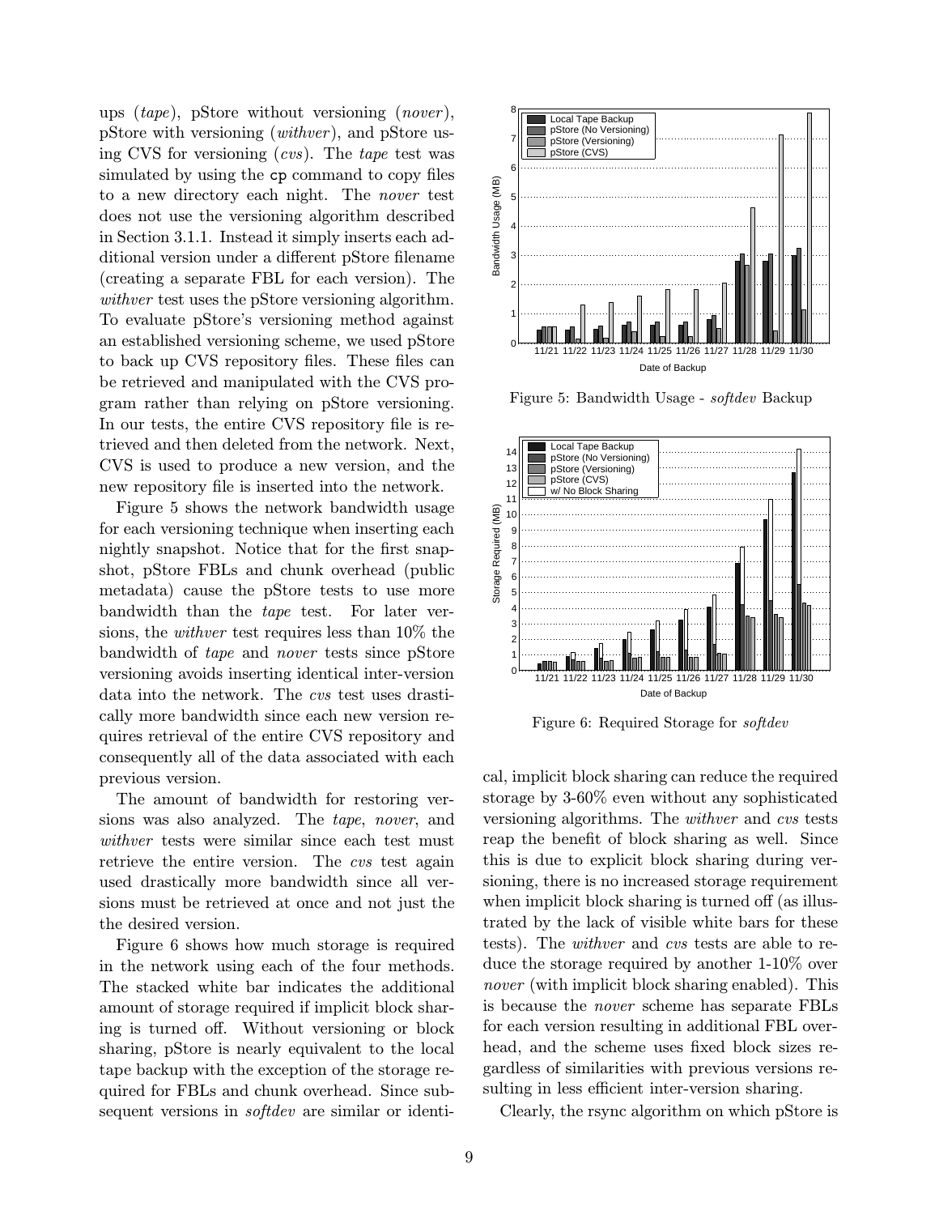ups (*tape*), pStore without versioning (*nover*), pStore with versioning (*withver*), and pStore using CVS for versioning (*cvs*). The *tape* test was simulated by using the `cp` command to copy files to a new directory each night. The *nover* test does not use the versioning algorithm described in Section 3.1.1. Instead it simply inserts each additional version under a different pStore filename (creating a separate FBL for each version). The *withver* test uses the pStore versioning algorithm. To evaluate pStore's versioning method against an established versioning scheme, we used pStore to back up CVS repository files. These files can be retrieved and manipulated with the CVS program rather than relying on pStore versioning. In our tests, the entire CVS repository file is retrieved and then deleted from the network. Next, CVS is used to produce a new version, and the new repository file is inserted into the network.

Figure 5 shows the network bandwidth usage for each versioning technique when inserting each nightly snapshot. Notice that for the first snapshot, pStore FBLs and chunk overhead (public metadata) cause the pStore tests to use more bandwidth than the *tape* test. For later versions, the *withver* test requires less than 10% the bandwidth of *tape* and *nover* tests since pStore versioning avoids inserting identical inter-version data into the network. The *cvs* test uses drastically more bandwidth since each new version requires retrieval of the entire CVS repository and consequently all of the data associated with each previous version.

The amount of bandwidth for restoring versions was also analyzed. The *tape*, *nover*, and *withver* tests were similar since each test must retrieve the entire version. The *cvs* test again used drastically more bandwidth since all versions must be retrieved at once and not just the the desired version.

Figure 6 shows how much storage is required in the network using each of the four methods. The stacked white bar indicates the additional amount of storage required if implicit block sharing is turned off. Without versioning or block sharing, pStore is nearly equivalent to the local tape backup with the exception of the storage required for FBLs and chunk overhead. Since subsequent versions in *softdev* are similar or identical, implicit block sharing can reduce the required storage by 3-60% even without any sophisticated versioning algorithms. The *withver* and *cvs* tests reap the benefit of block sharing as well. Since this is due to explicit block sharing during versioning, there is no increased storage requirement when implicit block sharing is turned off (as illustrated by the lack of visible white bars for these tests). The *withver* and *cvs* tests are able to reduce the storage required by another 1-10% over *nover* (with implicit block sharing enabled). This is because the *nover* scheme has separate FBLs for each version resulting in additional FBL overhead, and the scheme uses fixed block sizes regardless of similarities with previous versions resulting in less efficient inter-version sharing.

Figure 5: Bandwidth Usage - *softdev* Backup

Figure 6: Required Storage for *softdev*

Clearly, the rsync algorithm on which pStore is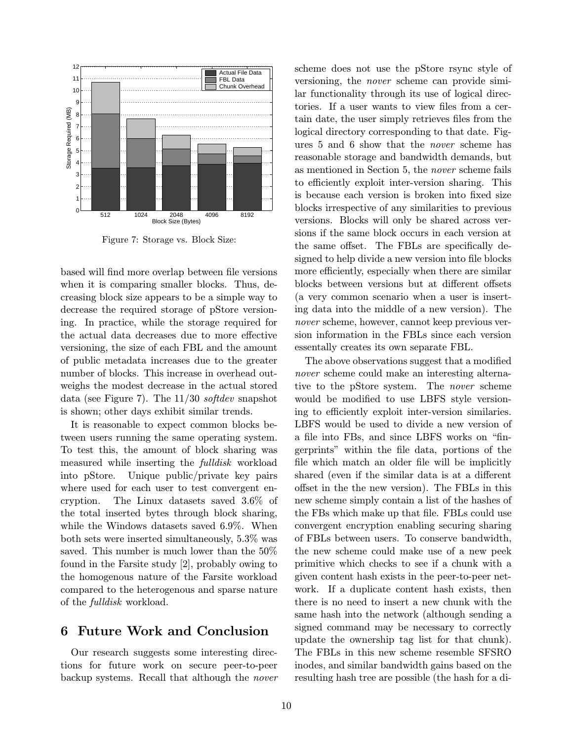Figure 7: Storage vs. Block Size:

based will find more overlap between file versions when it is comparing smaller blocks. Thus, decreasing block size appears to be a simple way to decrease the required storage of pStore versioning. In practice, while the storage required for the actual data decreases due to more effective versioning, the size of each FBL and the amount of public metadata increases due to the greater number of blocks. This increase in overhead outweighs the modest decrease in the actual stored data (see Figure 7). The 11/30 *softdev* snapshot is shown; other days exhibit similar trends.

It is reasonable to expect common blocks between users running the same operating system. To test this, the amount of block sharing was measured while inserting the *fulldisk* workload into pStore. Unique public/private key pairs where used for each user to test convergent encryption. The Linux datasets saved 3.6% of the total inserted bytes through block sharing, while the Windows datasets saved 6.9%. When both sets were inserted simultaneously, 5.3% was saved. This number is much lower than the 50% found in the Farsite study [2], probably owing to the homogenous nature of the Farsite workload compared to the heterogenous and sparse nature of the *fulldisk* workload.

## 6 Future Work and Conclusion

Our research suggests some interesting directions for future work on secure peer-to-peer backup systems. Recall that although the *nover* scheme does not use the pStore rsync style of versioning, the *nover* scheme can provide similar functionality through its use of logical directories. If a user wants to view files from a certain date, the user simply retrieves files from the logical directory corresponding to that date. Figures 5 and 6 show that the *nover* scheme has reasonable storage and bandwidth demands, but as mentioned in Section 5, the *nover* scheme fails to efficiently exploit inter-version sharing. This is because each version is broken into fixed size blocks irrespective of any similarities to previous versions. Blocks will only be shared across versions if the same block occurs in each version at the same offset. The FBLs are specifically designed to help divide a new version into file blocks more efficiently, especially when there are similar blocks between versions but at different offsets (a very common scenario when a user is inserting data into the middle of a new version). The *nover* scheme, however, cannot keep previous version information in the FBLs since each version essentally creates its own separate FBL.

The above observations suggest that a modified *nover* scheme could make an interesting alternative to the pStore system. The *nover* scheme would be modified to use LBFS style versioning to efficiently exploit inter-version similaries. LBFS would be used to divide a new version of a file into FBs, and since LBFS works on "fingerprints" within the file data, portions of the file which match an older file will be implicitly shared (even if the similar data is at a different offset in the the new version). The FBLs in this new scheme simply contain a list of the hashes of the FBs which make up that file. FBLs could use convergent encryption enabling securing sharing of FBLs between users. To conserve bandwidth, the new scheme could make use of a new peek primitive which checks to see if a chunk with a given content hash exists in the peer-to-peer network. If a duplicate content hash exists, then there is no need to insert a new chunk with the same hash into the network (although sending a signed command may be necessary to correctly update the ownership tag list for that chunk). The FBLs in this new scheme resemble SFSRO inodes, and similar bandwidth gains based on the resulting hash tree are possible (the hash for a di-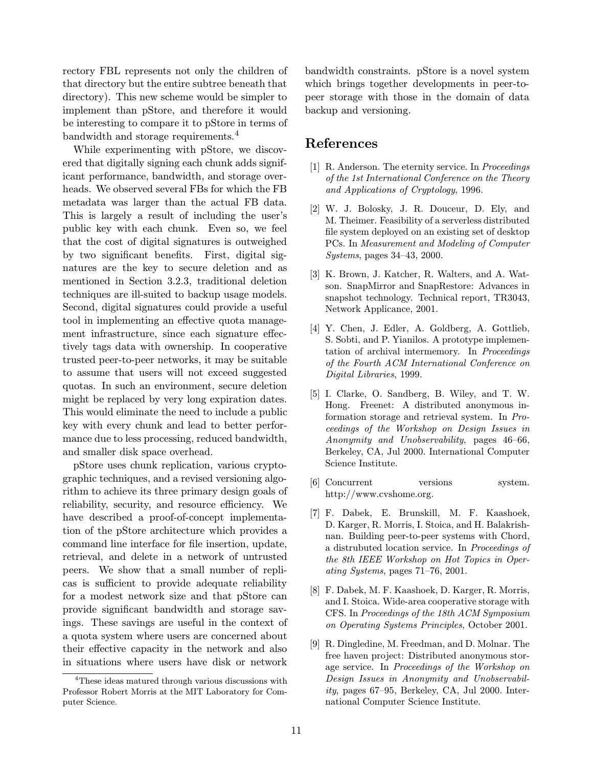rectory FBL represents not only the children of that directory but the entire subtree beneath that directory). This new scheme would be simpler to implement than pStore, and therefore it would be interesting to compare it to pStore in terms of bandwidth and storage requirements.[4]

While experimenting with pStore, we discovered that digitally signing each chunk adds significant performance, bandwidth, and storage overheads. We observed several FBs for which the FB metadata was larger than the actual FB data. This is largely a result of including the user's public key with each chunk. Even so, we feel that the cost of digital signatures is outweighed by two significant benefits. First, digital signatures are the key to secure deletion and as mentioned in Section 3.2.3, traditional deletion techniques are ill-suited to backup usage models. Second, digital signatures could provide a useful tool in implementing an effective quota management infrastructure, since each signature effectively tags data with ownership. In cooperative trusted peer-to-peer networks, it may be suitable to assume that users will not exceed suggested quotas. In such an environment, secure deletion might be replaced by very long expiration dates. This would eliminate the need to include a public key with every chunk and lead to better performance due to less processing, reduced bandwidth, and smaller disk space overhead.

pStore uses chunk replication, various cryptographic techniques, and a revised versioning algorithm to achieve its three primary design goals of reliability, security, and resource efficiency. We have described a proof-of-concept implementation of the pStore architecture which provides a command line interface for file insertion, update, retrieval, and delete in a network of untrusted peers. We show that a small number of replicas is sufficient to provide adequate reliability for a modest network size and that pStore can provide significant bandwidth and storage savings. These savings are useful in the context of a quota system where users are concerned about their effective capacity in the network and also in situations where users have disk or network bandwidth constraints. pStore is a novel system which brings together developments in peer-to-peer storage with those in the domain of data backup and versioning.

[4] These ideas matured through various discussions with Professor Robert Morris at the MIT Laboratory for Computer Science.

## References

[1] R. Anderson. The eternity service. In *Proceedings of the 1st International Conference on the Theory and Applications of Cryptology*, 1996.

[2] W. J. Bolosky, J. R. Douceur, D. Ely, and M. Theimer. Feasibility of a serverless distributed file system deployed on an existing set of desktop PCs. In *Measurement and Modeling of Computer Systems*, pages 34–43, 2000.

[3] K. Brown, J. Katcher, R. Walters, and A. Watson. SnapMirror and SnapRestore: Advances in snapshot technology. Technical report, TR3043, Network Applicance, 2001.

[4] Y. Chen, J. Edler, A. Goldberg, A. Gottlieb, S. Sobti, and P. Yianilos. A prototype implementation of archival intermemory. In *Proceedings of the Fourth ACM International Conference on Digital Libraries*, 1999.

[5] I. Clarke, O. Sandberg, B. Wiley, and T. W. Hong. Freenet: A distributed anonymous information storage and retrieval system. In *Proceedings of the Workshop on Design Issues in Anonymity and Unobservability*, pages 46–66, Berkeley, CA, Jul 2000. International Computer Science Institute.

[6] Concurrent versions system. http://www.cvshome.org.

[7] F. Dabek, E. Brunskill, M. F. Kaashoek, D. Karger, R. Morris, I. Stoica, and H. Balakrishnan. Building peer-to-peer systems with Chord, a distrubuted location service. In *Proceedings of the 8th IEEE Workshop on Hot Topics in Operating Systems*, pages 71–76, 2001.

[8] F. Dabek, M. F. Kaashoek, D. Karger, R. Morris, and I. Stoica. Wide-area cooperative storage with CFS. In *Proceedings of the 18th ACM Symposium on Operating Systems Principles*, October 2001.

[9] R. Dingledine, M. Freedman, and D. Molnar. The free haven project: Distributed anonymous storage service. In *Proceedings of the Workshop on Design Issues in Anonymity and Unobservability*, pages 67–95, Berkeley, CA, Jul 2000. International Computer Science Institute.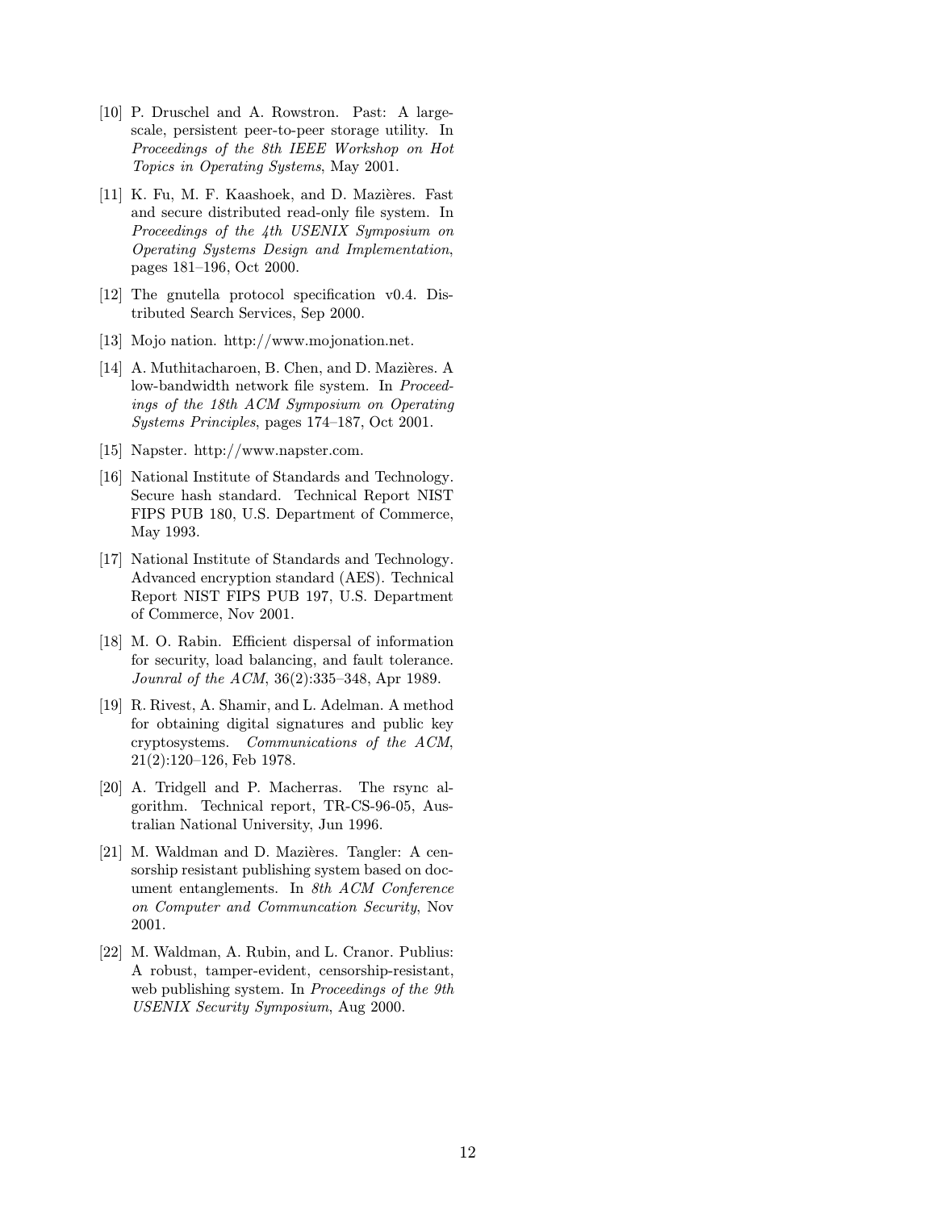[10] P. Druschel and A. Rowstron. Past: A large-scale, persistent peer-to-peer storage utility. In *Proceedings of the 8th IEEE Workshop on Hot Topics in Operating Systems*, May 2001.

[11] K. Fu, M. F. Kaashoek, and D. Mazières. Fast and secure distributed read-only file system. In *Proceedings of the 4th USENIX Symposium on Operating Systems Design and Implementation*, pages 181–196, Oct 2000.

[12] The gnutella protocol specification v0.4. Distributed Search Services, Sep 2000.

[13] Mojo nation. http://www.mojonation.net.

[14] A. Muthitacharoen, B. Chen, and D. Mazières. A low-bandwidth network file system. In *Proceedings of the 18th ACM Symposium on Operating Systems Principles*, pages 174–187, Oct 2001.

[15] Napster. http://www.napster.com.

[16] National Institute of Standards and Technology. Secure hash standard. Technical Report NIST FIPS PUB 180, U.S. Department of Commerce, May 1993.

[17] National Institute of Standards and Technology. Advanced encryption standard (AES). Technical Report NIST FIPS PUB 197, U.S. Department of Commerce, Nov 2001.

[18] M. O. Rabin. Efficient dispersal of information for security, load balancing, and fault tolerance. *Jounral of the ACM*, 36(2):335–348, Apr 1989.

[19] R. Rivest, A. Shamir, and L. Adelman. A method for obtaining digital signatures and public key cryptosystems. *Communications of the ACM*, 21(2):120–126, Feb 1978.

[20] A. Tridgell and P. Macherras. The rsync algorithm. Technical report, TR-CS-96-05, Australian National University, Jun 1996.

[21] M. Waldman and D. Mazières. Tangler: A censorship resistant publishing system based on document entanglements. In *8th ACM Conference on Computer and Communcation Security*, Nov 2001.

[22] M. Waldman, A. Rubin, and L. Cranor. Publius: A robust, tamper-evident, censorship-resistant, web publishing system. In *Proceedings of the 9th USENIX Security Symposium*, Aug 2000.